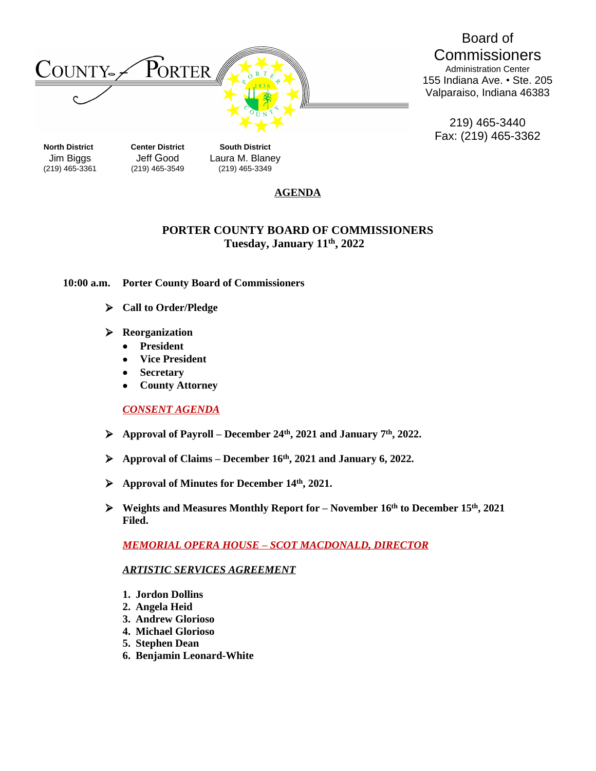COUNTY PORTER

**Board of Commissioners**
Administration Center
155 Indiana Ave. • Ste. 205
Valparaiso, Indiana 46383

219) 465-3440
Fax: (219) 465-3362

| **North District** | **Center District** | **South District** |
|---|---|---|
| Jim Biggs | Jeff Good | Laura M. Blaney |
| (219) 465-3361 | (219) 465-3549 | (219) 465-3349 |

## AGENDA

### PORTER COUNTY BOARD OF COMMISSIONERS
### Tuesday, January 11th, 2022

**10:00 a.m. Porter County Board of Commissioners**

- **Call to Order/Pledge**
- **Reorganization**
  - **President**
  - **Vice President**
  - **Secretary**
  - **County Attorney**

***CONSENT AGENDA***

- **Approval of Payroll – December 24th, 2021 and January 7th, 2022.**
- **Approval of Claims – December 16th, 2021 and January 6, 2022.**
- **Approval of Minutes for December 14th, 2021.**
- **Weights and Measures Monthly Report for – November 16th to December 15th, 2021 Filed.**

***MEMORIAL OPERA HOUSE – SCOT MACDONALD, DIRECTOR***

***ARTISTIC SERVICES AGREEMENT***

1. **Jordon Dollins**
2. **Angela Heid**
3. **Andrew Glorioso**
4. **Michael Glorioso**
5. **Stephen Dean**
6. **Benjamin Leonard-White**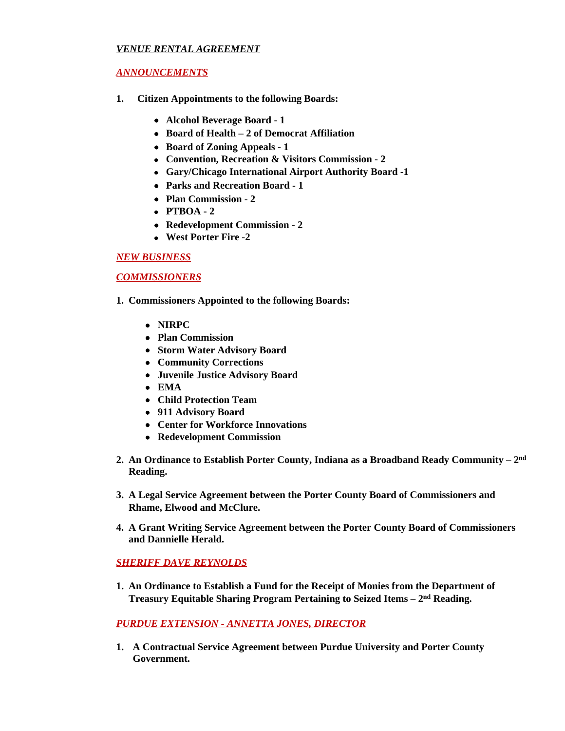***VENUE RENTAL AGREEMENT***

***ANNOUNCEMENTS***

1. **Citizen Appointments to the following Boards:**

   - **Alcohol Beverage Board - 1**
   - **Board of Health – 2 of Democrat Affiliation**
   - **Board of Zoning Appeals - 1**
   - **Convention, Recreation & Visitors Commission - 2**
   - **Gary/Chicago International Airport Authority Board -1**
   - **Parks and Recreation Board - 1**
   - **Plan Commission - 2**
   - **PTBOA - 2**
   - **Redevelopment Commission - 2**
   - **West Porter Fire -2**

***NEW BUSINESS***

***COMMISSIONERS***

1. **Commissioners Appointed to the following Boards:**

   - **NIRPC**
   - **Plan Commission**
   - **Storm Water Advisory Board**
   - **Community Corrections**
   - **Juvenile Justice Advisory Board**
   - **EMA**
   - **Child Protection Team**
   - **911 Advisory Board**
   - **Center for Workforce Innovations**
   - **Redevelopment Commission**

2. **An Ordinance to Establish Porter County, Indiana as a Broadband Ready Community – 2nd Reading.**

3. **A Legal Service Agreement between the Porter County Board of Commissioners and Rhame, Elwood and McClure.**

4. **A Grant Writing Service Agreement between the Porter County Board of Commissioners and Dannielle Herald.**

***SHERIFF DAVE REYNOLDS***

1. **An Ordinance to Establish a Fund for the Receipt of Monies from the Department of Treasury Equitable Sharing Program Pertaining to Seized Items – 2nd Reading.**

***PURDUE EXTENSION - ANNETTA JONES, DIRECTOR***

1. **A Contractual Service Agreement between Purdue University and Porter County Government.**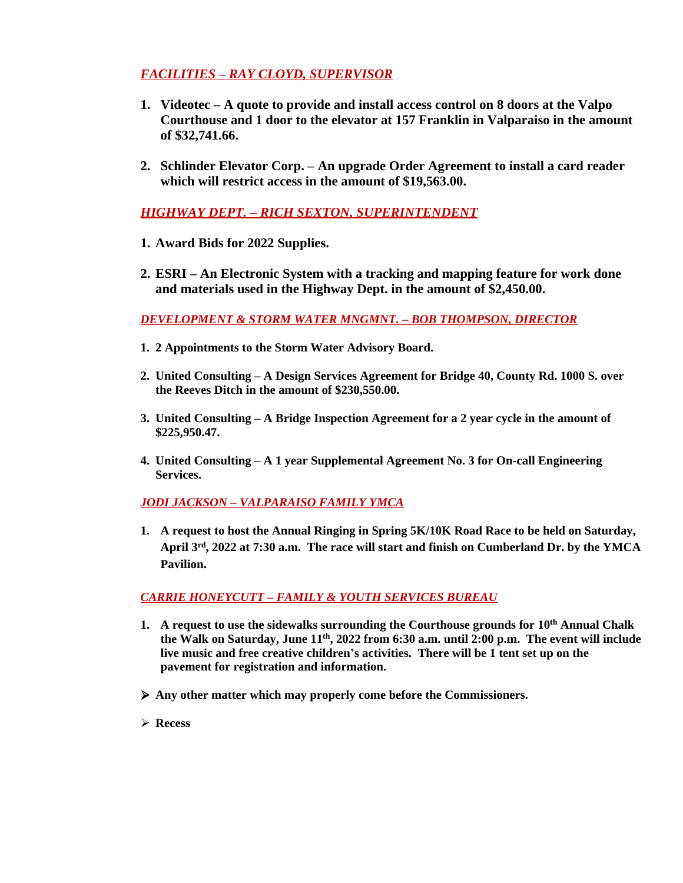***FACILITIES – RAY CLOYD, SUPERVISOR***

1. **Videotec – A quote to provide and install access control on 8 doors at the Valpo Courthouse and 1 door to the elevator at 157 Franklin in Valparaiso in the amount of $32,741.66.**

2. **Schlinder Elevator Corp. – An upgrade Order Agreement to install a card reader which will restrict access in the amount of $19,563.00.**

***HIGHWAY DEPT. – RICH SEXTON, SUPERINTENDENT***

1. **Award Bids for 2022 Supplies.**

2. **ESRI – An Electronic System with a tracking and mapping feature for work done and materials used in the Highway Dept. in the amount of $2,450.00.**

***DEVELOPMENT & STORM WATER MNGMNT. – BOB THOMPSON, DIRECTOR***

1. **2 Appointments to the Storm Water Advisory Board.**

2. **United Consulting – A Design Services Agreement for Bridge 40, County Rd. 1000 S. over the Reeves Ditch in the amount of $230,550.00.**

3. **United Consulting – A Bridge Inspection Agreement for a 2 year cycle in the amount of $225,950.47.**

4. **United Consulting – A 1 year Supplemental Agreement No. 3 for On-call Engineering Services.**

***JODI JACKSON – VALPARAISO FAMILY YMCA***

1. **A request to host the Annual Ringing in Spring 5K/10K Road Race to be held on Saturday, April 3rd, 2022 at 7:30 a.m. The race will start and finish on Cumberland Dr. by the YMCA Pavilion.**

***CARRIE HONEYCUTT – FAMILY & YOUTH SERVICES BUREAU***

1. **A request to use the sidewalks surrounding the Courthouse grounds for 10th Annual Chalk the Walk on Saturday, June 11th, 2022 from 6:30 a.m. until 2:00 p.m. The event will include live music and free creative children's activities. There will be 1 tent set up on the pavement for registration and information.**

- **Any other matter which may properly come before the Commissioners.**

- **Recess**